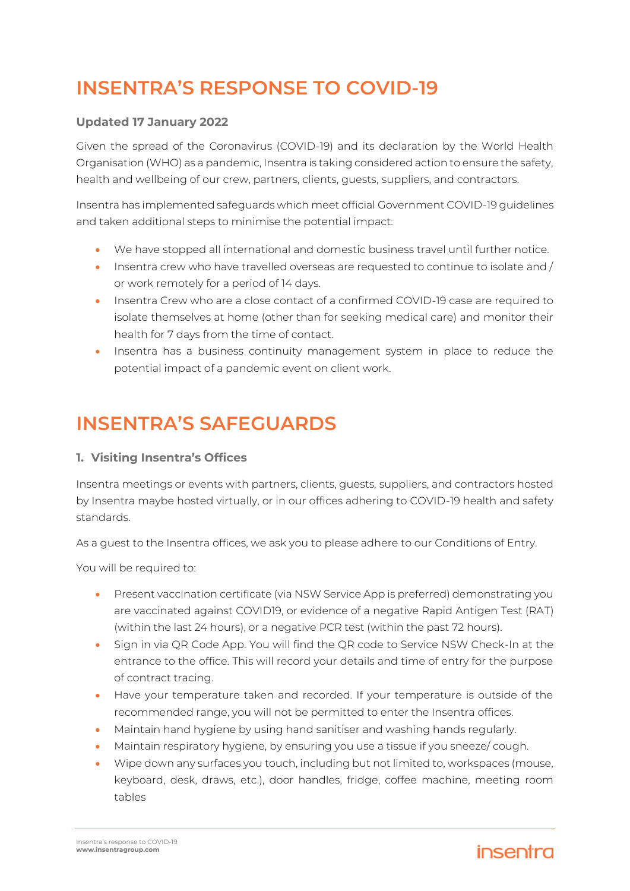# INSENTRA'S RESPONSE TO COVID-19

### Updated 17 January 2022

Given the spread of the Coronavirus (COVID-19) and its declaration by the World Health Organisation (WHO) as a pandemic, Insentra is taking considered action to ensure the safety, health and wellbeing of our crew, partners, clients, guests, suppliers, and contractors.

Insentra has implemented safeguards which meet official Government COVID-19 guidelines and taken additional steps to minimise the potential impact:

- We have stopped all international and domestic business travel until further notice.
- Insentra crew who have travelled overseas are requested to continue to isolate and / or work remotely for a period of 14 days.
- Insentra Crew who are a close contact of a confirmed COVID-19 case are required to isolate themselves at home (other than for seeking medical care) and monitor their health for 7 days from the time of contact.
- Insentra has a business continuity management system in place to reduce the potential impact of a pandemic event on client work.

# INSENTRA'S SAFEGUARDS

### 1. Visiting Insentra's Offices

Insentra meetings or events with partners, clients, guests, suppliers, and contractors hosted by Insentra maybe hosted virtually, or in our offices adhering to COVID-19 health and safety standards.

As a guest to the Insentra offices, we ask you to please adhere to our Conditions of Entry.

You will be required to:

- Present vaccination certificate (via NSW Service App is preferred) demonstrating you are vaccinated against COVID19, or evidence of a negative Rapid Antigen Test (RAT) (within the last 24 hours), or a negative PCR test (within the past 72 hours).
- Sign in via QR Code App. You will find the QR code to Service NSW Check-In at the entrance to the office. This will record your details and time of entry for the purpose of contract tracing.
- Have your temperature taken and recorded. If your temperature is outside of the recommended range, you will not be permitted to enter the Insentra offices.
- Maintain hand hygiene by using hand sanitiser and washing hands regularly.
- Maintain respiratory hygiene, by ensuring you use a tissue if you sneeze/ cough.
- Wipe down any surfaces you touch, including but not limited to, workspaces (mouse, keyboard, desk, draws, etc.), door handles, fridge, coffee machine, meeting room tables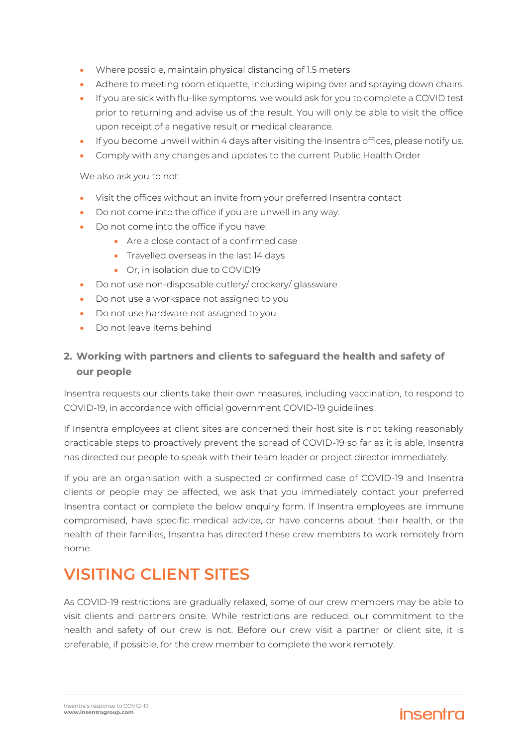- Where possible, maintain physical distancing of 1.5 meters
- Adhere to meeting room etiquette, including wiping over and spraying down chairs.
- If you are sick with flu-like symptoms, we would ask for you to complete a COVID test prior to returning and advise us of the result. You will only be able to visit the office upon receipt of a negative result or medical clearance.
- If you become unwell within 4 days after visiting the Insentra offices, please notify us.
- Comply with any changes and updates to the current Public Health Order

We also ask you to not:

- Visit the offices without an invite from your preferred Insentra contact
- Do not come into the office if you are unwell in any way.
- Do not come into the office if you have:
  - Are a close contact of a confirmed case
  - Travelled overseas in the last 14 days
  - Or, in isolation due to COVID19
- Do not use non-disposable cutlery/ crockery/ glassware
- Do not use a workspace not assigned to you
- Do not use hardware not assigned to you
- Do not leave items behind

### 2. Working with partners and clients to safeguard the health and safety of our people

Insentra requests our clients take their own measures, including vaccination, to respond to COVID-19, in accordance with official government COVID-19 guidelines.

If Insentra employees at client sites are concerned their host site is not taking reasonably practicable steps to proactively prevent the spread of COVID-19 so far as it is able, Insentra has directed our people to speak with their team leader or project director immediately.

If you are an organisation with a suspected or confirmed case of COVID-19 and Insentra clients or people may be affected, we ask that you immediately contact your preferred Insentra contact or complete the below enquiry form. If Insentra employees are immune compromised, have specific medical advice, or have concerns about their health, or the health of their families, Insentra has directed these crew members to work remotely from home.

## VISITING CLIENT SITES

As COVID-19 restrictions are gradually relaxed, some of our crew members may be able to visit clients and partners onsite. While restrictions are reduced, our commitment to the health and safety of our crew is not. Before our crew visit a partner or client site, it is preferable, if possible, for the crew member to complete the work remotely.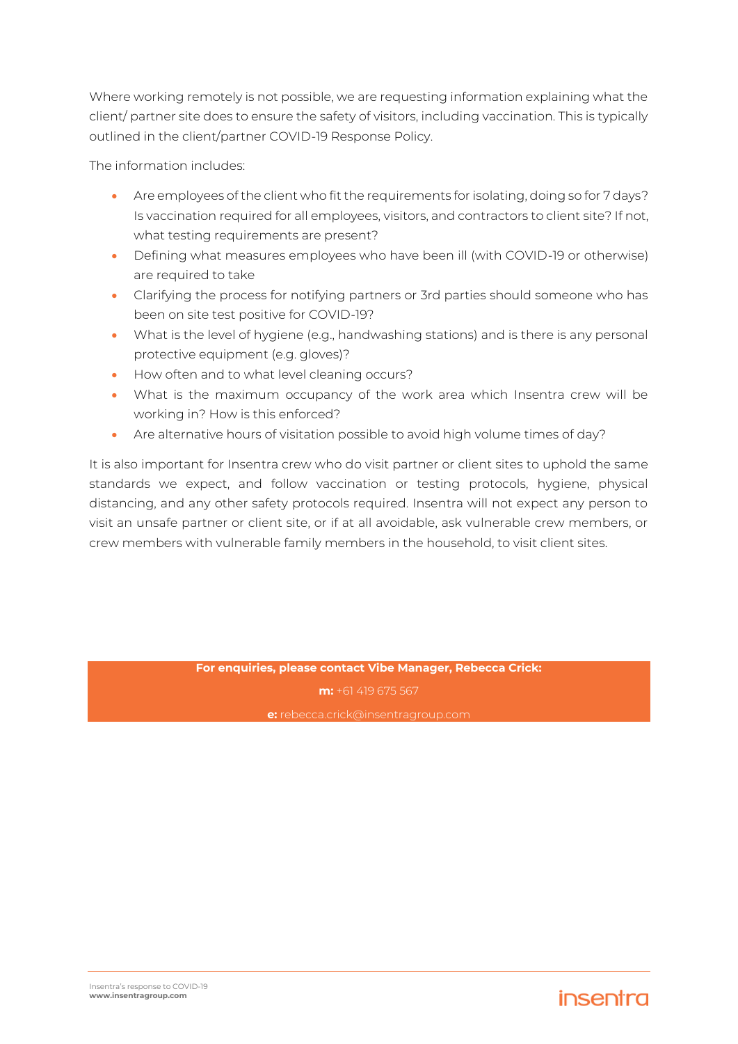Where working remotely is not possible, we are requesting information explaining what the client/ partner site does to ensure the safety of visitors, including vaccination. This is typically outlined in the client/partner COVID-19 Response Policy.

The information includes:

- Are employees of the client who fit the requirements for isolating, doing so for 7 days? Is vaccination required for all employees, visitors, and contractors to client site? If not, what testing requirements are present?
- Defining what measures employees who have been ill (with COVID-19 or otherwise) are required to take
- Clarifying the process for notifying partners or 3rd parties should someone who has been on site test positive for COVID-19?
- What is the level of hygiene (e.g., handwashing stations) and is there is any personal protective equipment (e.g. gloves)?
- How often and to what level cleaning occurs?
- What is the maximum occupancy of the work area which Insentra crew will be working in? How is this enforced?
- Are alternative hours of visitation possible to avoid high volume times of day?

It is also important for Insentra crew who do visit partner or client sites to uphold the same standards we expect, and follow vaccination or testing protocols, hygiene, physical distancing, and any other safety protocols required. Insentra will not expect any person to visit an unsafe partner or client site, or if at all avoidable, ask vulnerable crew members, or crew members with vulnerable family members in the household, to visit client sites.

**For enquiries, please contact Vibe Manager, Rebecca Crick:**

**m:** +61 419 675 567

**e:** rebecca.crick@insentragroup.com